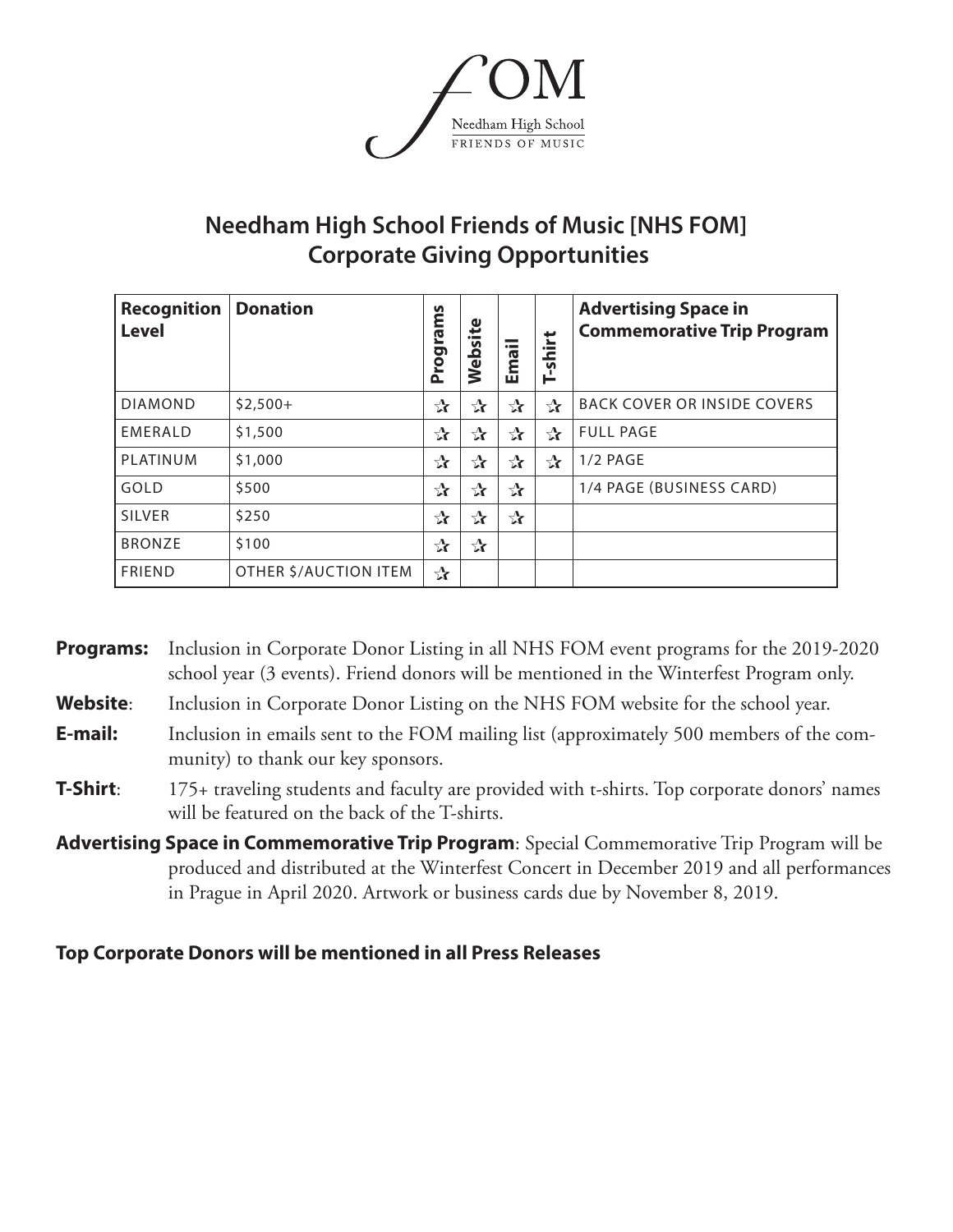FOM

Needham High School
FRIENDS OF MUSIC

## Needham High School Friends of Music [NHS FOM]
## Corporate Giving Opportunities

| Recognition Level | Donation | Programs | Website | Email | T-shirt | Advertising Space in Commemorative Trip Program |
|---|---|---|---|---|---|---|
| DIAMOND | $2,500+ | ☆ | ☆ | ☆ | ☆ | BACK COVER OR INSIDE COVERS |
| EMERALD | $1,500 | ☆ | ☆ | ☆ | ☆ | FULL PAGE |
| PLATINUM | $1,000 | ☆ | ☆ | ☆ | ☆ | 1/2 PAGE |
| GOLD | $500 | ☆ | ☆ | ☆ | | 1/4 PAGE (BUSINESS CARD) |
| SILVER | $250 | ☆ | ☆ | ☆ | | |
| BRONZE | $100 | ☆ | ☆ | | | |
| FRIEND | OTHER $/AUCTION ITEM | ☆ | | | | |

**Programs:** Inclusion in Corporate Donor Listing in all NHS FOM event programs for the 2019-2020 school year (3 events). Friend donors will be mentioned in the Winterfest Program only.

**Website**: Inclusion in Corporate Donor Listing on the NHS FOM website for the school year.

**E-mail:** Inclusion in emails sent to the FOM mailing list (approximately 500 members of the community) to thank our key sponsors.

**T-Shirt**: 175+ traveling students and faculty are provided with t-shirts. Top corporate donors' names will be featured on the back of the T-shirts.

**Advertising Space in Commemorative Trip Program**: Special Commemorative Trip Program will be produced and distributed at the Winterfest Concert in December 2019 and all performances in Prague in April 2020. Artwork or business cards due by November 8, 2019.

**Top Corporate Donors will be mentioned in all Press Releases**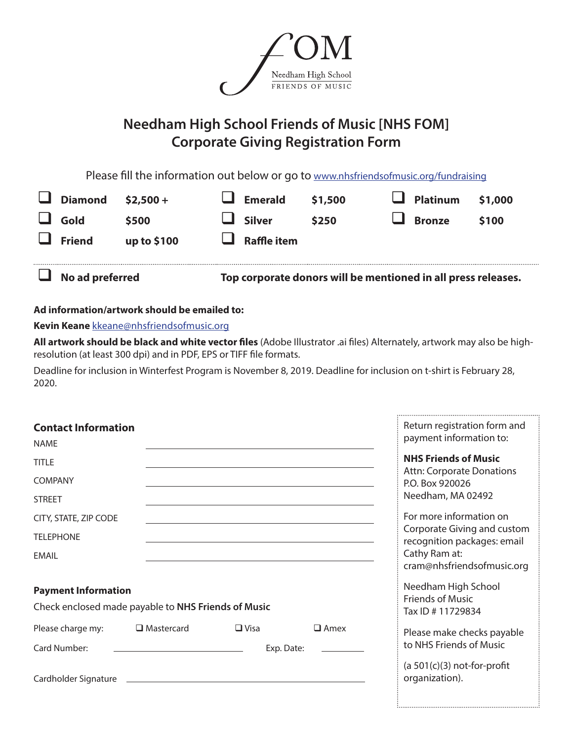fOM
Needham High School
FRIENDS OF MUSIC

# Needham High School Friends of Music [NHS FOM]
# Corporate Giving Registration Form

Please fill the information out below or go to [www.nhsfriendsofmusic.org/fundraising](http://www.nhsfriendsofmusic.org/fundraising)

| | | | | | | | | |
|---|---|---|---|---|---|---|---|---|
| ☐ | **Diamond** | **$2,500 +** | ☐ | **Emerald** | **$1,500** | ☐ | **Platinum** | **$1,000** |
| ☐ | **Gold** | **$500** | ☐ | **Silver** | **$250** | ☐ | **Bronze** | **$100** |
| ☐ | **Friend** | **up to $100** | ☐ | **Raffle item** | | | | |

☐ **No ad preferred** **Top corporate donors will be mentioned in all press releases.**

**Ad information/artwork should be emailed to:**

**Kevin Keane** [kkeane@nhsfriendsofmusic.org](mailto:kkeane@nhsfriendsofmusic.org)

**All artwork should be black and white vector files** (Adobe Illustrator .ai files) Alternately, artwork may also be high-resolution (at least 300 dpi) and in PDF, EPS or TIFF file formats.

Deadline for inclusion in Winterfest Program is November 8, 2019. Deadline for inclusion on t-shirt is February 28, 2020.

### Contact Information

NAME \_\_\_\_\_\_\_\_\_\_\_\_\_\_\_\_\_\_\_\_

TITLE \_\_\_\_\_\_\_\_\_\_\_\_\_\_\_\_\_\_\_\_

COMPANY \_\_\_\_\_\_\_\_\_\_\_\_\_\_\_\_\_\_\_\_

STREET \_\_\_\_\_\_\_\_\_\_\_\_\_\_\_\_\_\_\_\_

CITY, STATE, ZIP CODE \_\_\_\_\_\_\_\_\_\_\_\_\_\_\_\_\_\_\_\_

TELEPHONE \_\_\_\_\_\_\_\_\_\_\_\_\_\_\_\_\_\_\_\_

EMAIL \_\_\_\_\_\_\_\_\_\_\_\_\_\_\_\_\_\_\_\_

### Payment Information

Check enclosed made payable to **NHS Friends of Music**

Please charge my: ☐ Mastercard ☐ Visa ☐ Amex

Card Number: \_\_\_\_\_\_\_\_\_\_\_\_\_\_\_\_\_\_\_\_ Exp. Date: \_\_\_\_\_\_\_\_\_\_

Cardholder Signature \_\_\_\_\_\_\_\_\_\_\_\_\_\_\_\_\_\_\_\_

Return registration form and payment information to:

**NHS Friends of Music**
Attn: Corporate Donations
P.O. Box 920026
Needham, MA 02492

For more information on Corporate Giving and custom recognition packages: email Cathy Ram at: cram@nhsfriendsofmusic.org

Needham High School Friends of Music
Tax ID # 11729834

Please make checks payable to NHS Friends of Music

(a 501(c)(3) not-for-profit organization).